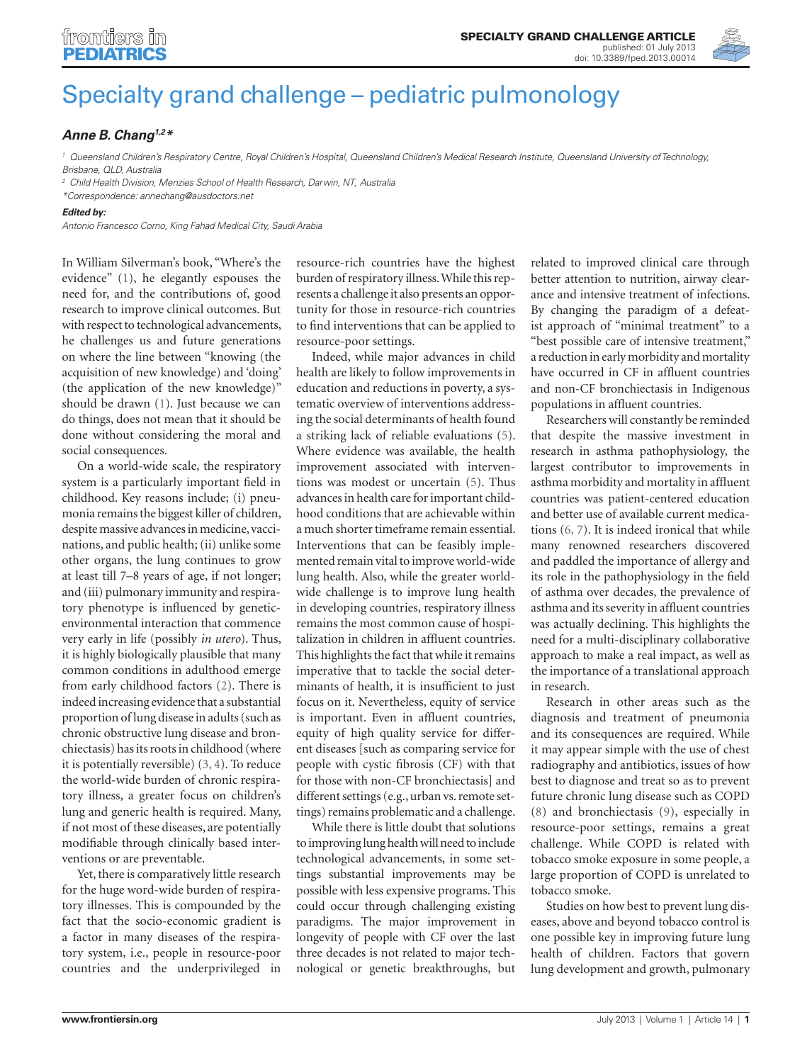# Specialty grand challenge – pediatric pulmonology

***Anne B. Chang*** [1,2] *

[1] *Queensland Children's Respiratory Centre, Royal Children's Hospital, Queensland Children's Medical Research Institute, Queensland University of Technology, Brisbane, QLD, Australia*

[2] *Child Health Division, Menzies School of Health Research, Darwin, NT, Australia*

*Correspondence: annechang@ausdoctors.net

***Edited by:***

*Antonio Francesco Corno, King Fahad Medical City, Saudi Arabia*

In William Silverman's book, "Where's the evidence" (1), he elegantly espouses the need for, and the contributions of, good research to improve clinical outcomes. But with respect to technological advancements, he challenges us and future generations on where the line between "knowing (the acquisition of new knowledge) and 'doing' (the application of the new knowledge)" should be drawn (1). Just because we can do things, does not mean that it should be done without considering the moral and social consequences.

On a world-wide scale, the respiratory system is a particularly important field in childhood. Key reasons include; (i) pneumonia remains the biggest killer of children, despite massive advances in medicine, vaccinations, and public health; (ii) unlike some other organs, the lung continues to grow at least till 7–8 years of age, if not longer; and (iii) pulmonary immunity and respiratory phenotype is influenced by genetic-environmental interaction that commence very early in life (possibly *in utero*). Thus, it is highly biologically plausible that many common conditions in adulthood emerge from early childhood factors (2). There is indeed increasing evidence that a substantial proportion of lung disease in adults (such as chronic obstructive lung disease and bronchiectasis) has its roots in childhood (where it is potentially reversible) (3, 4). To reduce the world-wide burden of chronic respiratory illness, a greater focus on children's lung and generic health is required. Many, if not most of these diseases, are potentially modifiable through clinically based interventions or are preventable.

Yet, there is comparatively little research for the huge word-wide burden of respiratory illnesses. This is compounded by the fact that the socio-economic gradient is a factor in many diseases of the respiratory system, i.e., people in resource-poor countries and the underprivileged in resource-rich countries have the highest burden of respiratory illness. While this represents a challenge it also presents an opportunity for those in resource-rich countries to find interventions that can be applied to resource-poor settings.

Indeed, while major advances in child health are likely to follow improvements in education and reductions in poverty, a systematic overview of interventions addressing the social determinants of health found a striking lack of reliable evaluations (5). Where evidence was available, the health improvement associated with interventions was modest or uncertain (5). Thus advances in health care for important childhood conditions that are achievable within a much shorter timeframe remain essential. Interventions that can be feasibly implemented remain vital to improve world-wide lung health. Also, while the greater world-wide challenge is to improve lung health in developing countries, respiratory illness remains the most common cause of hospitalization in children in affluent countries. This highlights the fact that while it remains imperative that to tackle the social determinants of health, it is insufficient to just focus on it. Nevertheless, equity of service is important. Even in affluent countries, equity of high quality service for different diseases [such as comparing service for people with cystic fibrosis (CF) with that for those with non-CF bronchiectasis] and different settings (e.g., urban vs. remote settings) remains problematic and a challenge.

While there is little doubt that solutions to improving lung health will need to include technological advancements, in some settings substantial improvements may be possible with less expensive programs. This could occur through challenging existing paradigms. The major improvement in longevity of people with CF over the last three decades is not related to major technological or genetic breakthroughs, but related to improved clinical care through better attention to nutrition, airway clearance and intensive treatment of infections. By changing the paradigm of a defeatist approach of "minimal treatment" to a "best possible care of intensive treatment," a reduction in early morbidity and mortality have occurred in CF in affluent countries and non-CF bronchiectasis in Indigenous populations in affluent countries.

Researchers will constantly be reminded that despite the massive investment in research in asthma pathophysiology, the largest contributor to improvements in asthma morbidity and mortality in affluent countries was patient-centered education and better use of available current medications (6, 7). It is indeed ironical that while many renowned researchers discovered and paddled the importance of allergy and its role in the pathophysiology in the field of asthma over decades, the prevalence of asthma and its severity in affluent countries was actually declining. This highlights the need for a multi-disciplinary collaborative approach to make a real impact, as well as the importance of a translational approach in research.

Research in other areas such as the diagnosis and treatment of pneumonia and its consequences are required. While it may appear simple with the use of chest radiography and antibiotics, issues of how best to diagnose and treat so as to prevent future chronic lung disease such as COPD (8) and bronchiectasis (9), especially in resource-poor settings, remains a great challenge. While COPD is related with tobacco smoke exposure in some people, a large proportion of COPD is unrelated to tobacco smoke.

Studies on how best to prevent lung diseases, above and beyond tobacco control is one possible key in improving future lung health of children. Factors that govern lung development and growth, pulmonary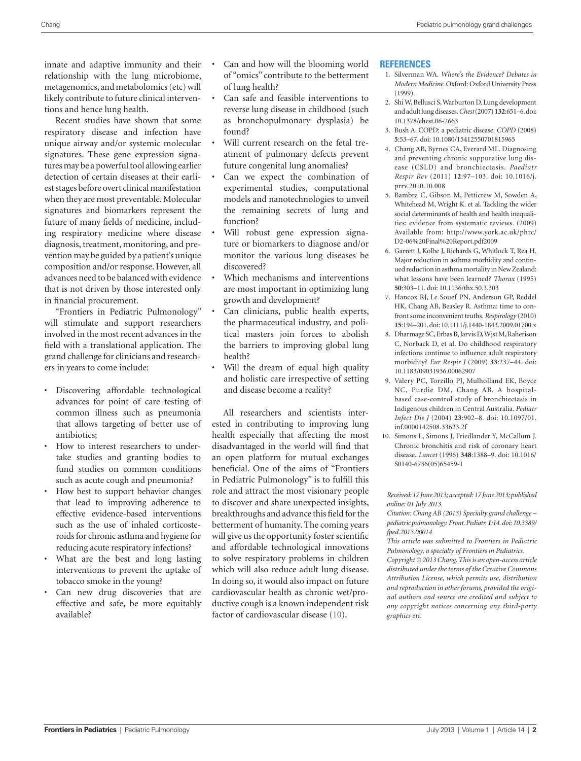innate and adaptive immunity and their relationship with the lung microbiome, metagenomics, and metabolomics (etc) will likely contribute to future clinical interventions and hence lung health.

Recent studies have shown that some respiratory disease and infection have unique airway and/or systemic molecular signatures. These gene expression signatures may be a powerful tool allowing earlier detection of certain diseases at their earliest stages before overt clinical manifestation when they are most preventable. Molecular signatures and biomarkers represent the future of many fields of medicine, including respiratory medicine where disease diagnosis, treatment, monitoring, and prevention may be guided by a patient's unique composition and/or response. However, all advances need to be balanced with evidence that is not driven by those interested only in financial procurement.

"Frontiers in Pediatric Pulmonology" will stimulate and support researchers involved in the most recent advances in the field with a translational application. The grand challenge for clinicians and researchers in years to come include:

- Discovering affordable technological advances for point of care testing of common illness such as pneumonia that allows targeting of better use of antibiotics;
- How to interest researchers to undertake studies and granting bodies to fund studies on common conditions such as acute cough and pneumonia?
- How best to support behavior changes that lead to improving adherence to effective evidence-based interventions such as the use of inhaled corticosteroids for chronic asthma and hygiene for reducing acute respiratory infections?
- What are the best and long lasting interventions to prevent the uptake of tobacco smoke in the young?
- Can new drug discoveries that are effective and safe, be more equitably available?
- Can and how will the blooming world of "omics" contribute to the betterment of lung health?
- Can safe and feasible interventions to reverse lung disease in childhood (such as bronchopulmonary dysplasia) be found?
- Will current research on the fetal treatment of pulmonary defects prevent future congenital lung anomalies?
- Can we expect the combination of experimental studies, computational models and nanotechnologies to unveil the remaining secrets of lung and function?
- Will robust gene expression signature or biomarkers to diagnose and/or monitor the various lung diseases be discovered?
- Which mechanisms and interventions are most important in optimizing lung growth and development?
- Can clinicians, public health experts, the pharmaceutical industry, and political masters join forces to abolish the barriers to improving global lung health?
- Will the dream of equal high quality and holistic care irrespective of setting and disease become a reality?

All researchers and scientists interested in contributing to improving lung health especially that affecting the most disadvantaged in the world will find that an open platform for mutual exchanges beneficial. One of the aims of "Frontiers in Pediatric Pulmonology" is to fulfill this role and attract the most visionary people to discover and share unexpected insights, breakthroughs and advance this field for the betterment of humanity. The coming years will give us the opportunity foster scientific and affordable technological innovations to solve respiratory problems in children which will also reduce adult lung disease. In doing so, it would also impact on future cardiovascular health as chronic wet/productive cough is a known independent risk factor of cardiovascular disease (10).

## REFERENCES

1. Silverman WA. *Where's the Evidence? Debates in Modern Medicine*. Oxford: Oxford University Press (1999).
2. Shi W, Bellusci S, Warburton D. Lung development and adult lung diseases. *Chest* (2007) **132**:651–6. doi: 10.1378/chest.06-2663
3. Bush A. COPD: a pediatric disease. *COPD* (2008) **5**:53–67. doi: 10.1080/15412550701815965
4. Chang AB, Byrnes CA, Everard ML. Diagnosing and preventing chronic suppurative lung disease (CSLD) and bronchiectasis. *Paediatr Respir Rev* (2011) **12**:97–103. doi: 10.1016/j.prrv.2010.10.008
5. Bambra C, Gibson M, Petticrew M, Sowden A, Whitehead M, Wright K. et al. Tackling the wider social determinants of health and health inequalities: evidence from systematic reviews. (2009) Available from: http://www.york.ac.uk/phrc/D2-06%20Final%20Report.pdf2009
6. Garrett J, Kolbe J, Richards G, Whitlock T, Rea H. Major reduction in asthma morbidity and continued reduction in asthma mortality in New Zealand: what lessons have been learned? *Thorax* (1995) **50**:303–11. doi: 10.1136/thx.50.3.303
7. Hancox RJ, Le Souef PN, Anderson GP, Reddel HK, Chang AB, Beasley R. Asthma: time to confront some inconvenient truths. *Respirology* (2010) **15**:194–201. doi: 10.1111/j.1440-1843.2009.01700.x
8. Dharmage SC, Erbas B, Jarvis D, Wjst M, Raherison C, Norback D, et al. Do childhood respiratory infections continue to influence adult respiratory morbidity? *Eur Respir J* (2009) **33**:237–44. doi: 10.1183/09031936.00062907
9. Valery PC, Torzillo PJ, Mulholland EK, Boyce NC, Purdie DM, Chang AB. A hospital-based case-control study of bronchiectasis in Indigenous children in Central Australia. *Pediatr Infect Dis J* (2004) **23**:902–8. doi: 10.1097/01.inf.0000142508.33623.2f
10. Simons L, Simons J, Friedlander Y, McCallum J. Chronic bronchitis and risk of coronary heart disease. *Lancet* (1996) **348**:1388–9. doi: 10.1016/S0140-6736(05)65459-1

*Received: 17 June 2013; accepted: 17 June 2013; published online: 01 July 2013.*

*Citation: Chang AB (2013) Specialty grand challenge – pediatric pulmonology. Front. Pediatr. **1**:14. doi: 10.3389/fped.2013.00014*

*This article was submitted to Frontiers in Pediatric Pulmonology, a specialty of Frontiers in Pediatrics.*

*Copyright © 2013 Chang. This is an open-access article distributed under the terms of the Creative Commons Attribution License, which permits use, distribution and reproduction in other forums, provided the original authors and source are credited and subject to any copyright notices concerning any third-party graphics etc.*